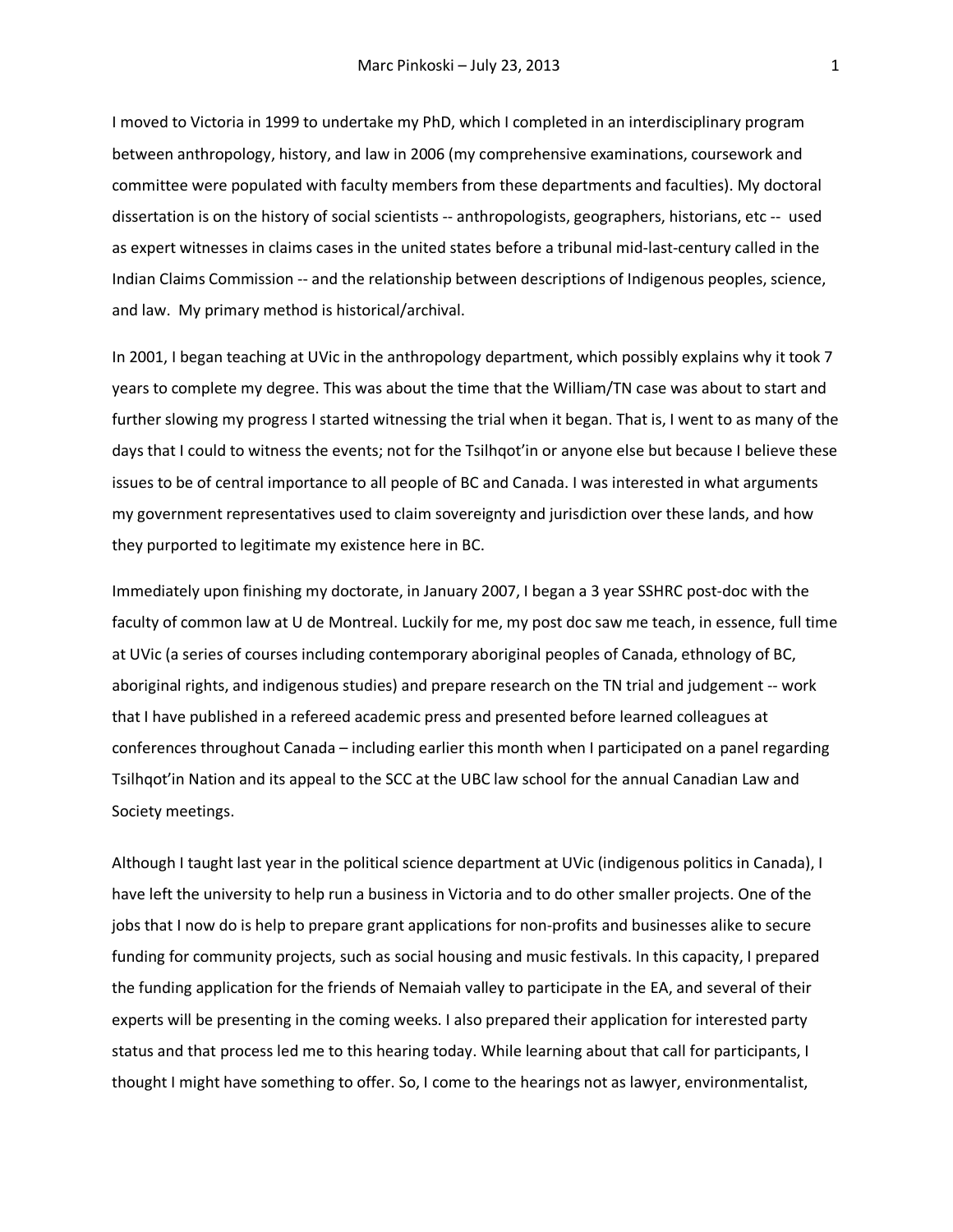I moved to Victoria in 1999 to undertake my PhD, which I completed in an interdisciplinary program between anthropology, history, and law in 2006 (my comprehensive examinations, coursework and committee were populated with faculty members from these departments and faculties). My doctoral dissertation is on the history of social scientists -- anthropologists, geographers, historians, etc -- used as expert witnesses in claims cases in the united states before a tribunal mid-last-century called in the Indian Claims Commission -- and the relationship between descriptions of Indigenous peoples, science, and law. My primary method is historical/archival.

In 2001, I began teaching at UVic in the anthropology department, which possibly explains why it took 7 years to complete my degree. This was about the time that the William/TN case was about to start and further slowing my progress I started witnessing the trial when it began. That is, I went to as many of the days that I could to witness the events; not for the Tsilhqot'in or anyone else but because I believe these issues to be of central importance to all people of BC and Canada. I was interested in what arguments my government representatives used to claim sovereignty and jurisdiction over these lands, and how they purported to legitimate my existence here in BC.

Immediately upon finishing my doctorate, in January 2007, I began a 3 year SSHRC post-doc with the faculty of common law at U de Montreal. Luckily for me, my post doc saw me teach, in essence, full time at UVic (a series of courses including contemporary aboriginal peoples of Canada, ethnology of BC, aboriginal rights, and indigenous studies) and prepare research on the TN trial and judgement -- work that I have published in a refereed academic press and presented before learned colleagues at conferences throughout Canada – including earlier this month when I participated on a panel regarding Tsilhqot'in Nation and its appeal to the SCC at the UBC law school for the annual Canadian Law and Society meetings.

Although I taught last year in the political science department at UVic (indigenous politics in Canada), I have left the university to help run a business in Victoria and to do other smaller projects. One of the jobs that I now do is help to prepare grant applications for non-profits and businesses alike to secure funding for community projects, such as social housing and music festivals. In this capacity, I prepared the funding application for the friends of Nemaiah valley to participate in the EA, and several of their experts will be presenting in the coming weeks. I also prepared their application for interested party status and that process led me to this hearing today. While learning about that call for participants, I thought I might have something to offer. So, I come to the hearings not as lawyer, environmentalist,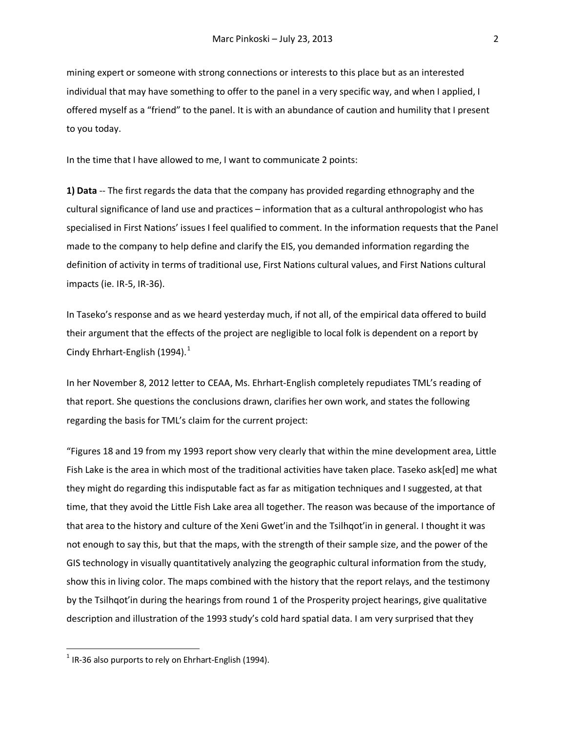mining expert or someone with strong connections or interests to this place but as an interested individual that may have something to offer to the panel in a very specific way, and when I applied, I offered myself as a "friend" to the panel. It is with an abundance of caution and humility that I present to you today.

In the time that I have allowed to me, I want to communicate 2 points:

**1) Data** -- The first regards the data that the company has provided regarding ethnography and the cultural significance of land use and practices – information that as a cultural anthropologist who has specialised in First Nations' issues I feel qualified to comment. In the information requests that the Panel made to the company to help define and clarify the EIS, you demanded information regarding the definition of activity in terms of traditional use, First Nations cultural values, and First Nations cultural impacts (ie. IR-5, IR-36).

In Taseko's response and as we heard yesterday much, if not all, of the empirical data offered to build their argument that the effects of the project are negligible to local folk is dependent on a report by Cindy Ehrhart-English (1994).[1]

In her November 8, 2012 letter to CEAA, Ms. Ehrhart-English completely repudiates TML's reading of that report. She questions the conclusions drawn, clarifies her own work, and states the following regarding the basis for TML's claim for the current project:

"Figures 18 and 19 from my 1993 report show very clearly that within the mine development area, Little Fish Lake is the area in which most of the traditional activities have taken place. Taseko ask[ed] me what they might do regarding this indisputable fact as far as mitigation techniques and I suggested, at that time, that they avoid the Little Fish Lake area all together. The reason was because of the importance of that area to the history and culture of the Xeni Gwet'in and the Tsilhqot'in in general. I thought it was not enough to say this, but that the maps, with the strength of their sample size, and the power of the GIS technology in visually quantitatively analyzing the geographic cultural information from the study, show this in living color. The maps combined with the history that the report relays, and the testimony by the Tsilhqot'in during the hearings from round 1 of the Prosperity project hearings, give qualitative description and illustration of the 1993 study's cold hard spatial data. I am very surprised that they

---

[1] IR-36 also purports to rely on Ehrhart-English (1994).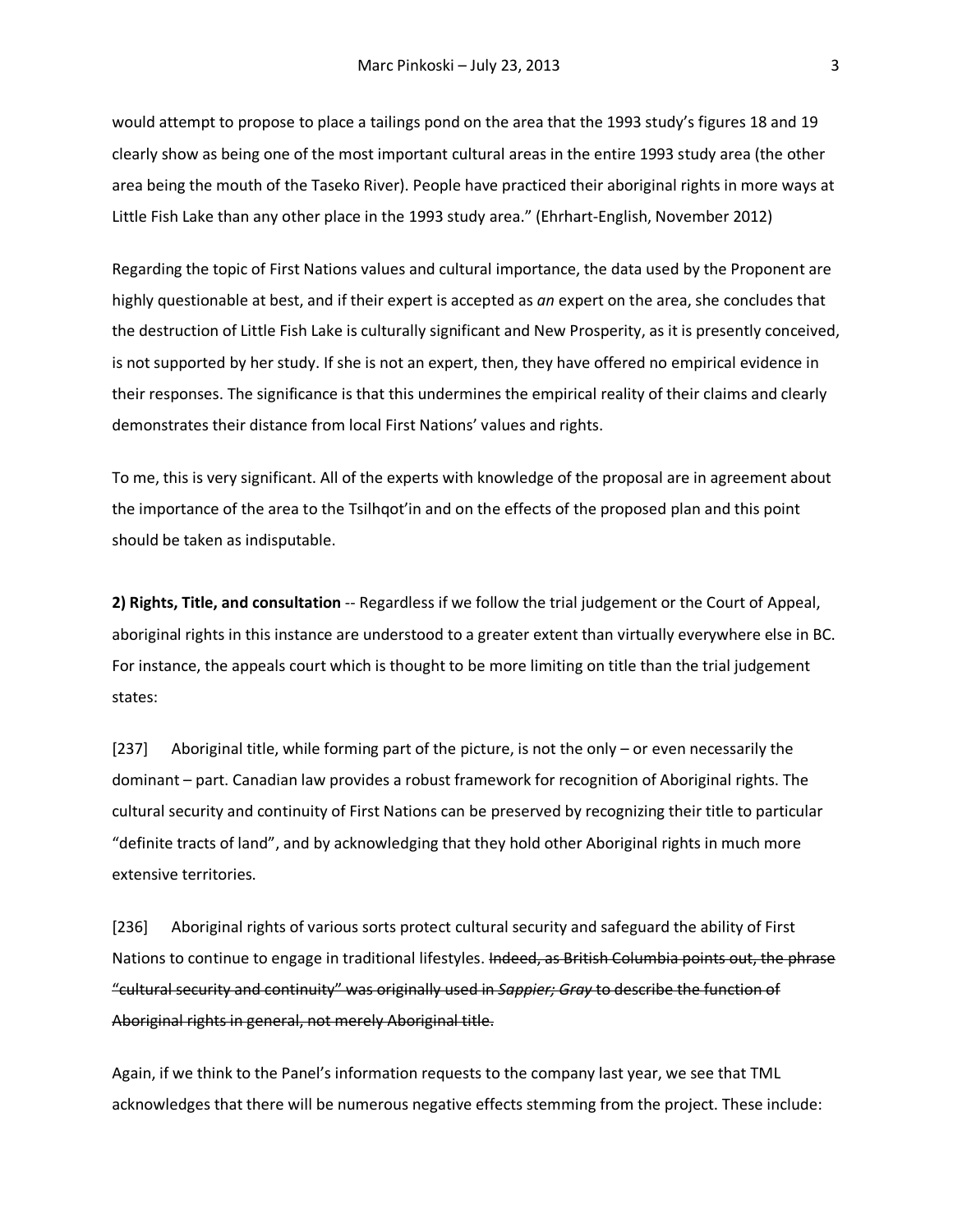would attempt to propose to place a tailings pond on the area that the 1993 study's figures 18 and 19 clearly show as being one of the most important cultural areas in the entire 1993 study area (the other area being the mouth of the Taseko River). People have practiced their aboriginal rights in more ways at Little Fish Lake than any other place in the 1993 study area." (Ehrhart-English, November 2012)

Regarding the topic of First Nations values and cultural importance, the data used by the Proponent are highly questionable at best, and if their expert is accepted as *an* expert on the area, she concludes that the destruction of Little Fish Lake is culturally significant and New Prosperity, as it is presently conceived, is not supported by her study. If she is not an expert, then, they have offered no empirical evidence in their responses. The significance is that this undermines the empirical reality of their claims and clearly demonstrates their distance from local First Nations' values and rights.

To me, this is very significant. All of the experts with knowledge of the proposal are in agreement about the importance of the area to the Tsilhqot'in and on the effects of the proposed plan and this point should be taken as indisputable.

**2) Rights, Title, and consultation** -- Regardless if we follow the trial judgement or the Court of Appeal, aboriginal rights in this instance are understood to a greater extent than virtually everywhere else in BC. For instance, the appeals court which is thought to be more limiting on title than the trial judgement states:

[237] Aboriginal title, while forming part of the picture, is not the only – or even necessarily the dominant – part. Canadian law provides a robust framework for recognition of Aboriginal rights. The cultural security and continuity of First Nations can be preserved by recognizing their title to particular "definite tracts of land", and by acknowledging that they hold other Aboriginal rights in much more extensive territories.

[236] Aboriginal rights of various sorts protect cultural security and safeguard the ability of First Nations to continue to engage in traditional lifestyles. ~~Indeed, as British Columbia points out, the phrase "cultural security and continuity" was originally used in *Sappier; Gray* to describe the function of Aboriginal rights in general, not merely Aboriginal title.~~

Again, if we think to the Panel's information requests to the company last year, we see that TML acknowledges that there will be numerous negative effects stemming from the project. These include: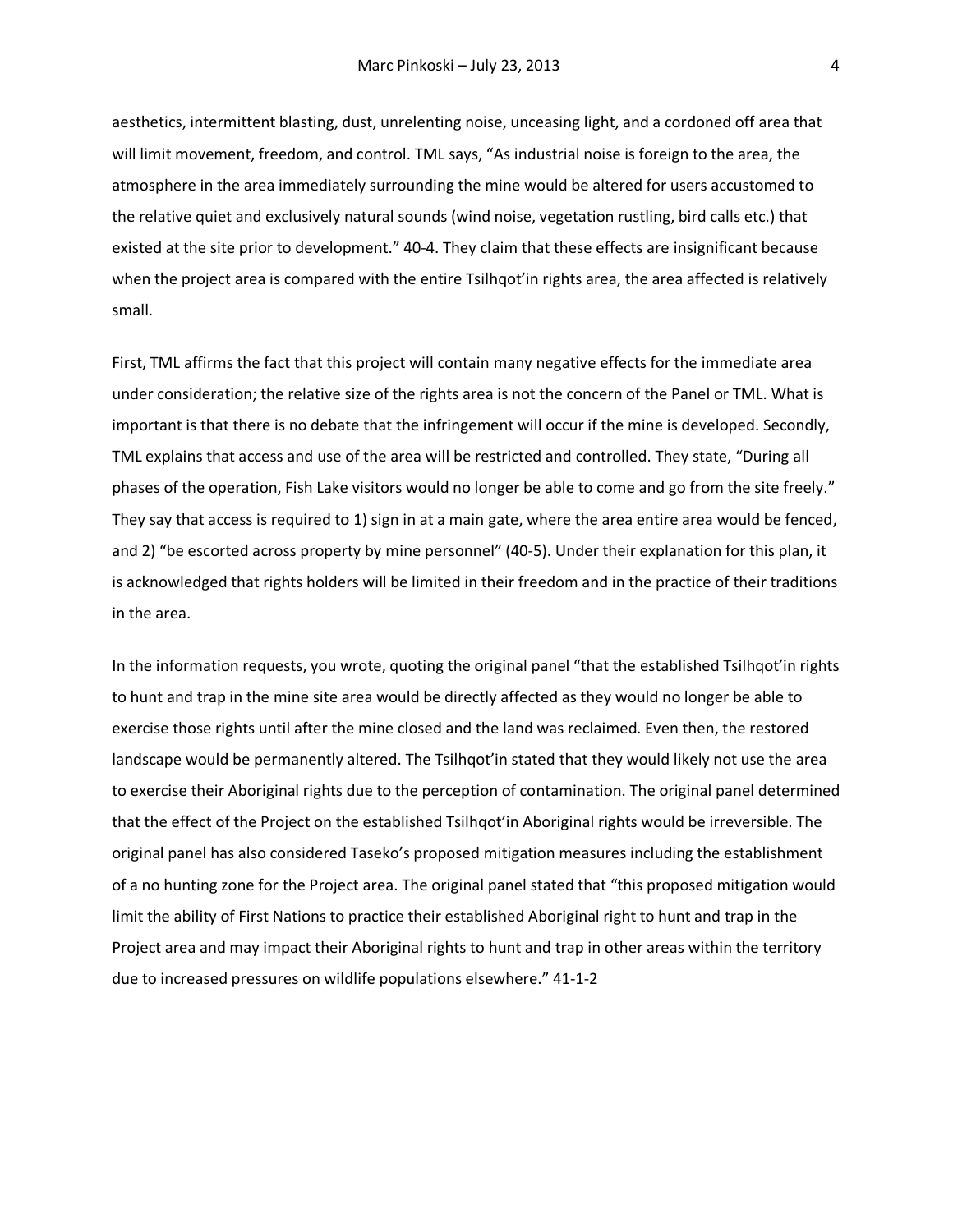aesthetics, intermittent blasting, dust, unrelenting noise, unceasing light, and a cordoned off area that will limit movement, freedom, and control. TML says, "As industrial noise is foreign to the area, the atmosphere in the area immediately surrounding the mine would be altered for users accustomed to the relative quiet and exclusively natural sounds (wind noise, vegetation rustling, bird calls etc.) that existed at the site prior to development." 40-4. They claim that these effects are insignificant because when the project area is compared with the entire Tsilhqot'in rights area, the area affected is relatively small.

First, TML affirms the fact that this project will contain many negative effects for the immediate area under consideration; the relative size of the rights area is not the concern of the Panel or TML. What is important is that there is no debate that the infringement will occur if the mine is developed. Secondly, TML explains that access and use of the area will be restricted and controlled. They state, "During all phases of the operation, Fish Lake visitors would no longer be able to come and go from the site freely." They say that access is required to 1) sign in at a main gate, where the area entire area would be fenced, and 2) "be escorted across property by mine personnel" (40-5). Under their explanation for this plan, it is acknowledged that rights holders will be limited in their freedom and in the practice of their traditions in the area.

In the information requests, you wrote, quoting the original panel "that the established Tsilhqot'in rights to hunt and trap in the mine site area would be directly affected as they would no longer be able to exercise those rights until after the mine closed and the land was reclaimed. Even then, the restored landscape would be permanently altered. The Tsilhqot'in stated that they would likely not use the area to exercise their Aboriginal rights due to the perception of contamination. The original panel determined that the effect of the Project on the established Tsilhqot'in Aboriginal rights would be irreversible. The original panel has also considered Taseko's proposed mitigation measures including the establishment of a no hunting zone for the Project area. The original panel stated that "this proposed mitigation would limit the ability of First Nations to practice their established Aboriginal right to hunt and trap in the Project area and may impact their Aboriginal rights to hunt and trap in other areas within the territory due to increased pressures on wildlife populations elsewhere." 41-1-2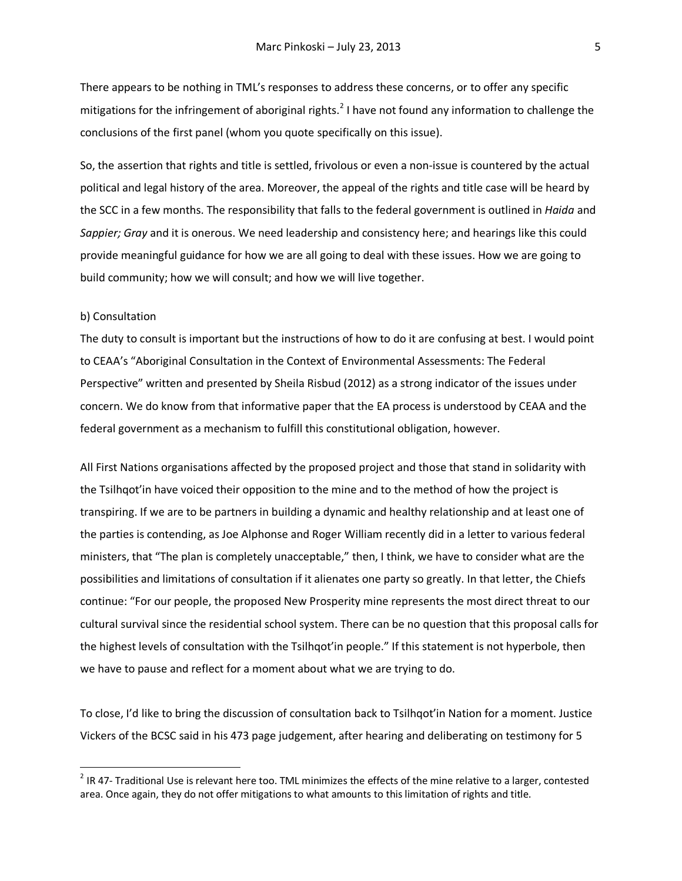There appears to be nothing in TML's responses to address these concerns, or to offer any specific mitigations for the infringement of aboriginal rights.[2] I have not found any information to challenge the conclusions of the first panel (whom you quote specifically on this issue).

So, the assertion that rights and title is settled, frivolous or even a non-issue is countered by the actual political and legal history of the area. Moreover, the appeal of the rights and title case will be heard by the SCC in a few months. The responsibility that falls to the federal government is outlined in *Haida* and *Sappier; Gray* and it is onerous. We need leadership and consistency here; and hearings like this could provide meaningful guidance for how we are all going to deal with these issues. How we are going to build community; how we will consult; and how we will live together.

b) Consultation

The duty to consult is important but the instructions of how to do it are confusing at best. I would point to CEAA's "Aboriginal Consultation in the Context of Environmental Assessments: The Federal Perspective" written and presented by Sheila Risbud (2012) as a strong indicator of the issues under concern. We do know from that informative paper that the EA process is understood by CEAA and the federal government as a mechanism to fulfill this constitutional obligation, however.

All First Nations organisations affected by the proposed project and those that stand in solidarity with the Tsilhqot'in have voiced their opposition to the mine and to the method of how the project is transpiring. If we are to be partners in building a dynamic and healthy relationship and at least one of the parties is contending, as Joe Alphonse and Roger William recently did in a letter to various federal ministers, that "The plan is completely unacceptable," then, I think, we have to consider what are the possibilities and limitations of consultation if it alienates one party so greatly. In that letter, the Chiefs continue: "For our people, the proposed New Prosperity mine represents the most direct threat to our cultural survival since the residential school system. There can be no question that this proposal calls for the highest levels of consultation with the Tsilhqot'in people." If this statement is not hyperbole, then we have to pause and reflect for a moment about what we are trying to do.

To close, I'd like to bring the discussion of consultation back to Tsilhqot'in Nation for a moment. Justice Vickers of the BCSC said in his 473 page judgement, after hearing and deliberating on testimony for 5

---

[2] IR 47- Traditional Use is relevant here too. TML minimizes the effects of the mine relative to a larger, contested area. Once again, they do not offer mitigations to what amounts to this limitation of rights and title.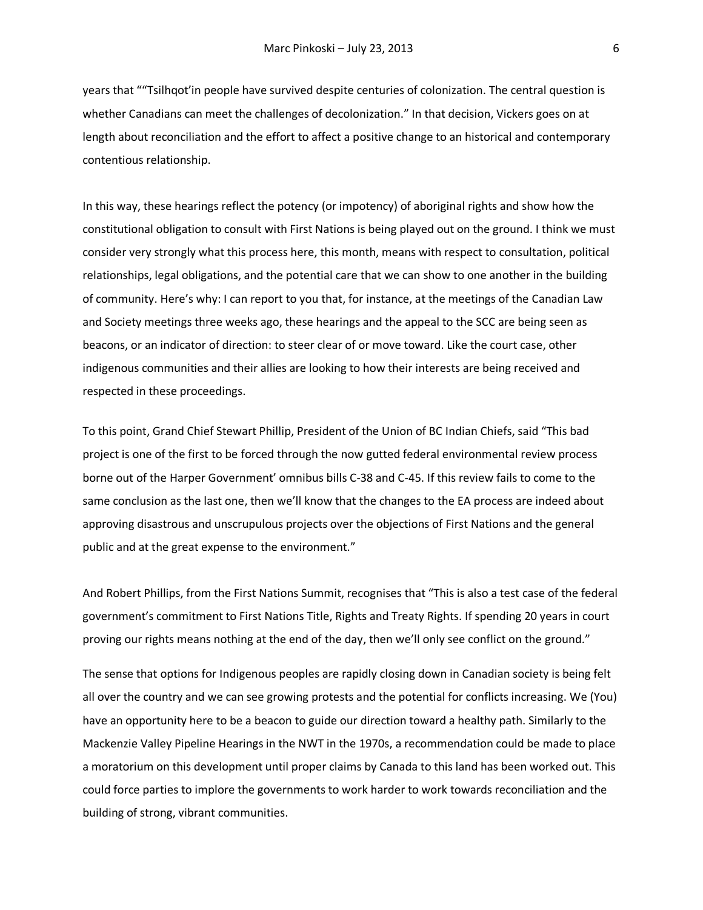years that ""Tsilhqot'in people have survived despite centuries of colonization. The central question is whether Canadians can meet the challenges of decolonization." In that decision, Vickers goes on at length about reconciliation and the effort to affect a positive change to an historical and contemporary contentious relationship.

In this way, these hearings reflect the potency (or impotency) of aboriginal rights and show how the constitutional obligation to consult with First Nations is being played out on the ground. I think we must consider very strongly what this process here, this month, means with respect to consultation, political relationships, legal obligations, and the potential care that we can show to one another in the building of community. Here's why: I can report to you that, for instance, at the meetings of the Canadian Law and Society meetings three weeks ago, these hearings and the appeal to the SCC are being seen as beacons, or an indicator of direction: to steer clear of or move toward. Like the court case, other indigenous communities and their allies are looking to how their interests are being received and respected in these proceedings.

To this point, Grand Chief Stewart Phillip, President of the Union of BC Indian Chiefs, said "This bad project is one of the first to be forced through the now gutted federal environmental review process borne out of the Harper Government' omnibus bills C-38 and C-45. If this review fails to come to the same conclusion as the last one, then we'll know that the changes to the EA process are indeed about approving disastrous and unscrupulous projects over the objections of First Nations and the general public and at the great expense to the environment."

And Robert Phillips, from the First Nations Summit, recognises that "This is also a test case of the federal government's commitment to First Nations Title, Rights and Treaty Rights. If spending 20 years in court proving our rights means nothing at the end of the day, then we'll only see conflict on the ground."

The sense that options for Indigenous peoples are rapidly closing down in Canadian society is being felt all over the country and we can see growing protests and the potential for conflicts increasing. We (You) have an opportunity here to be a beacon to guide our direction toward a healthy path. Similarly to the Mackenzie Valley Pipeline Hearings in the NWT in the 1970s, a recommendation could be made to place a moratorium on this development until proper claims by Canada to this land has been worked out. This could force parties to implore the governments to work harder to work towards reconciliation and the building of strong, vibrant communities.